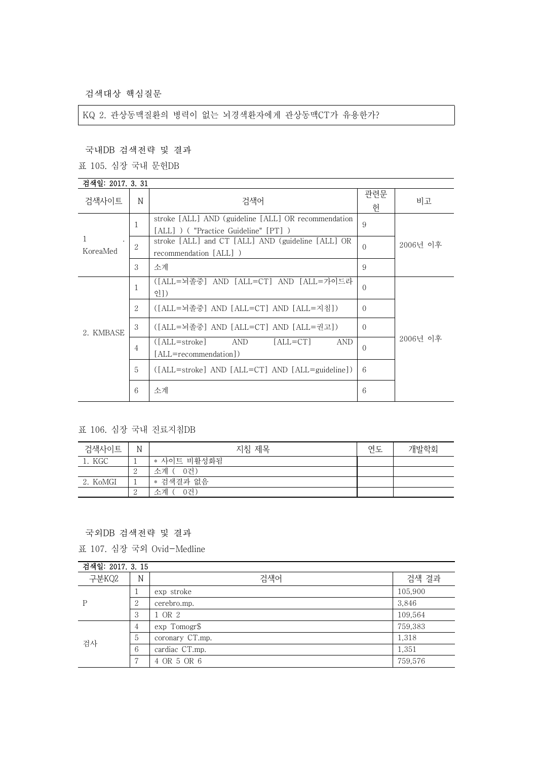검색대상 핵심질문

KQ 2. 관상동맥질환의 병력이 없는 뇌경색환자에게 관상동맥CT가 유용한가?

## 국내DB 검색전략 및 결과

표 105. 심장 국내 문헌DB

검색일: 2017. 3. 31

| 검색사이트 | N | 검색어 | 관련문헌 | 비고 |
|---|---|---|---|---|
| 1. KoreaMed | 1 | stroke [ALL] AND (guideline [ALL] OR recommendation [ALL] ) ( "Practice Guideline" [PT] ) | 9 | 2006년 이후 |
| | 2 | stroke [ALL] and CT [ALL] AND (guideline [ALL] OR recommendation [ALL] ) | 0 | |
| | 3 | 소계 | 9 | |
| 2. KMBASE | 1 | ([ALL=뇌졸중] AND [ALL=CT] AND [ALL=가이드라인]) | 0 | 2006년 이후 |
| | 2 | ([ALL=뇌졸중] AND [ALL=CT] AND [ALL=지침]) | 0 | |
| | 3 | ([ALL=뇌졸중] AND [ALL=CT] AND [ALL=권고]) | 0 | |
| | 4 | ([ALL=stroke] AND [ALL=CT] AND [ALL=recommendation]) | 0 | |
| | 5 | ([ALL=stroke] AND [ALL=CT] AND [ALL=guideline]) | 6 | |
| | 6 | 소계 | 6 | |

표 106. 심장 국내 진료지침DB

| 검색사이트 | N | 지침 제목 | 연도 | 개발학회 |
|---|---|---|---|---|
| 1. KGC | 1 | * 사이트 비활성화됨 | | |
| | 2 | 소계 ( 0건) | | |
| 2. KoMGI | 1 | * 검색결과 없음 | | |
| | 2 | 소계 ( 0건) | | |

## 국외DB 검색전략 및 결과

표 107. 심장 국외 Ovid-Medline

검색일: 2017. 3. 15

| 구분KQ2 | N | 검색어 | 검색 결과 |
|---|---|---|---|
| P | 1 | exp stroke | 105,900 |
| | 2 | cerebro.mp. | 3,846 |
| | 3 | 1 OR 2 | 109,564 |
| 검사 | 4 | exp Tomogr$ | 759,383 |
| | 5 | coronary CT.mp. | 1,318 |
| | 6 | cardiac CT.mp. | 1,351 |
| | 7 | 4 OR 5 OR 6 | 759,576 |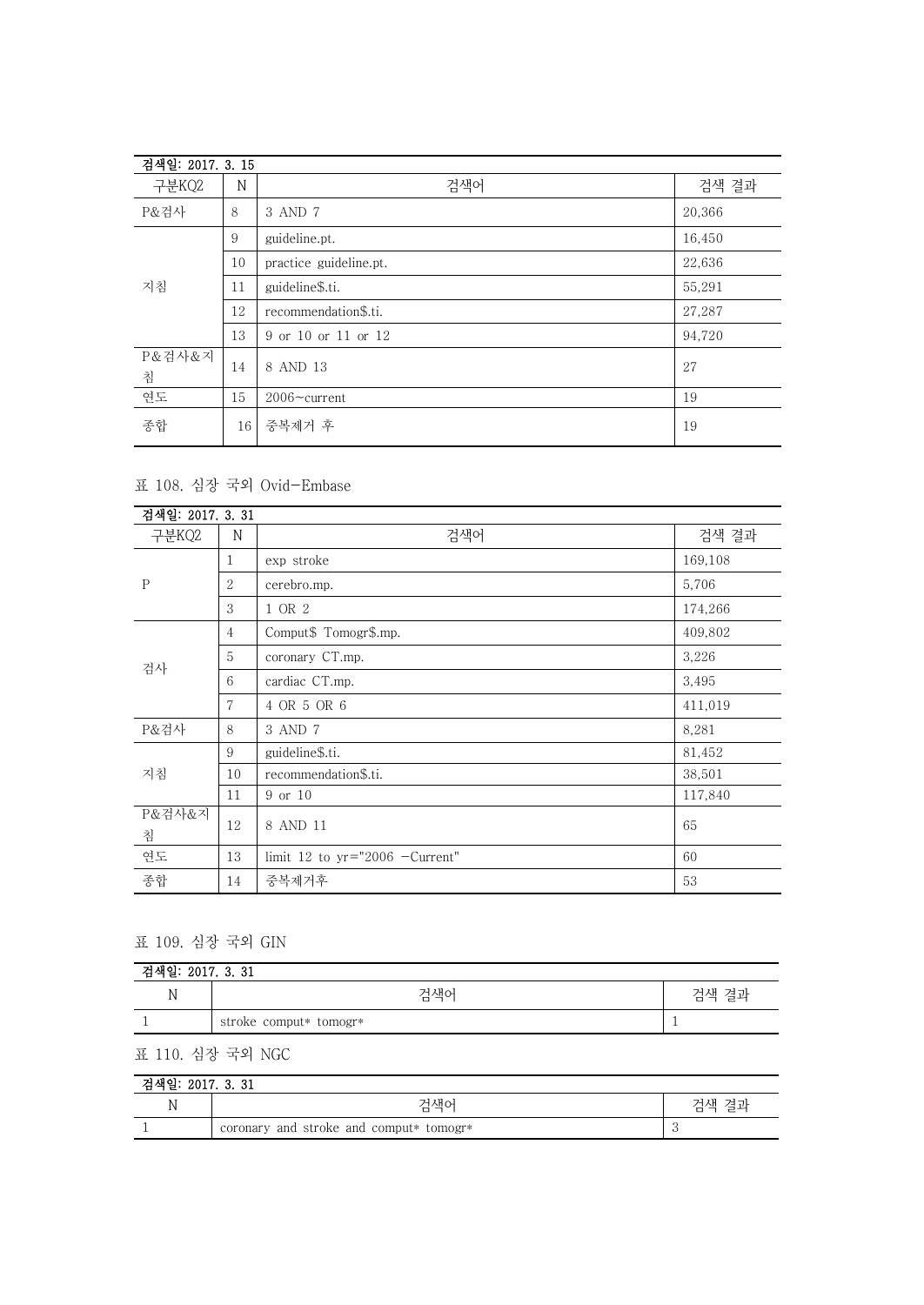| 검색일: 2017. 3. 15 | | | |
|---|---|---|---|
| 구분KQ2 | N | 검색어 | 검색 결과 |
| P&검사 | 8 | 3 AND 7 | 20,366 |
| 지침 | 9 | guideline.pt. | 16,450 |
| | 10 | practice guideline.pt. | 22,636 |
| | 11 | guideline$.ti. | 55,291 |
| | 12 | recommendation$.ti. | 27,287 |
| | 13 | 9 or 10 or 11 or 12 | 94,720 |
| P&검사&지침 | 14 | 8 AND 13 | 27 |
| 연도 | 15 | 2006~current | 19 |
| 종합 | 16 | 중복제거 후 | 19 |

표 108. 심장 국외 Ovid-Embase

| 검색일: 2017. 3. 31 | | | |
|---|---|---|---|
| 구분KQ2 | N | 검색어 | 검색 결과 |
| P | 1 | exp stroke | 169,108 |
| | 2 | cerebro.mp. | 5,706 |
| | 3 | 1 OR 2 | 174,266 |
| 검사 | 4 | Comput$ Tomogr$.mp. | 409,802 |
| | 5 | coronary CT.mp. | 3,226 |
| | 6 | cardiac CT.mp. | 3,495 |
| | 7 | 4 OR 5 OR 6 | 411,019 |
| P&검사 | 8 | 3 AND 7 | 8,281 |
| 지침 | 9 | guideline$.ti. | 81,452 |
| | 10 | recommendation$.ti. | 38,501 |
| | 11 | 9 or 10 | 117,840 |
| P&검사&지침 | 12 | 8 AND 11 | 65 |
| 연도 | 13 | limit 12 to yr="2006 -Current" | 60 |
| 종합 | 14 | 중복제거후 | 53 |

표 109. 심장 국외 GIN

| 검색일: 2017. 3. 31 | | |
|---|---|---|
| N | 검색어 | 검색 결과 |
| 1 | stroke comput* tomogr* | 1 |

표 110. 심장 국외 NGC

| 검색일: 2017. 3. 31 | | |
|---|---|---|
| N | 검색어 | 검색 결과 |
| 1 | coronary and stroke and comput* tomogr* | 3 |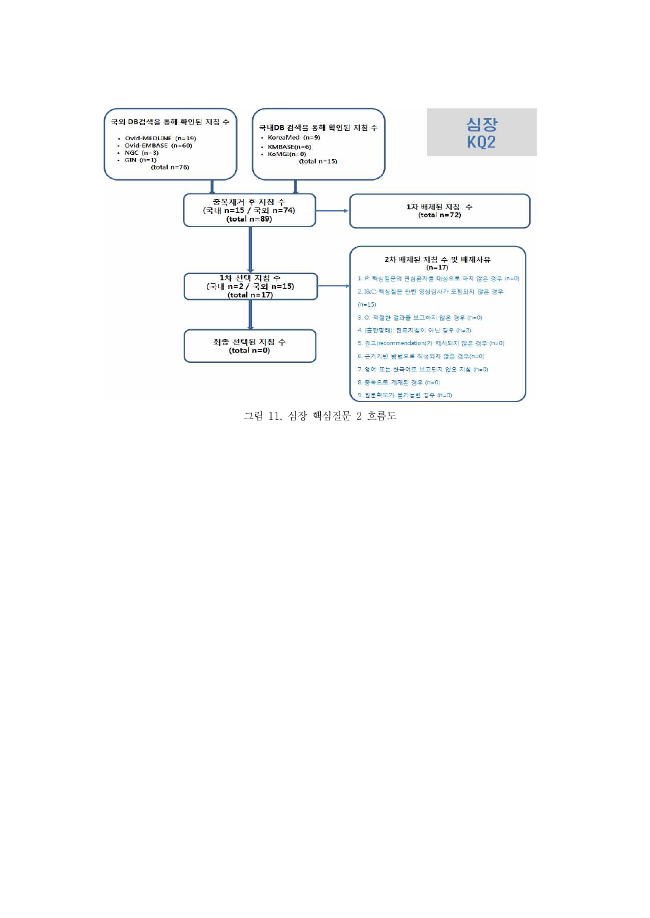국외 DB검색을 통해 확인된 지침 수

- Ovid-MEDLINE (n=19)
- Ovid-EMBASE (n=60)
- NGC (n=3)
- GIN (n=1)

(total n=76)

국내DB 검색을 통해 확인된 지침 수

- KoreaMed (n=9)
- KMBASE(n=6)
- KoMGI(n=0)

(total n=15)

심장
KQ2

중복제거 후 지침 수
(국내 n=15 / 국외 n=74)
(total n=89)

1차 배제된 지침 수
(total n=72)

1차 선택 지침 수
(국내 n=2 / 국외 n=15)
(total n=17)

2차 배제된 지침 수 및 배제사유
(n=17)

1. P: 핵심질문의 관심환자를 대상으로 하지 않은 경우 (n=0)
2. I&C: 핵심질문 관련 영상검사가 포함되지 않은 경우 (n=15)
3. O: 적절한 결과를 보고하지 않은 경우 (n=0)
4. (출판형태): 진료지침이 아닌 경우 (n=2)
5. 권고(recommendation)가 제시되지 않은 경우 (n=0)
6. 근거기반 방법으로 작성되지 않은 경우(n=0)
7. 영어 또는 한국어로 보고되지 않은 지침 (n=0)
8. 중복으로 게재된 경우 (n=0)
9. 원문확보가 불가능한 경우 (n=0)

최종 선택된 지침 수
(total n=0)

그림 11. 심장 핵심질문 2 흐름도